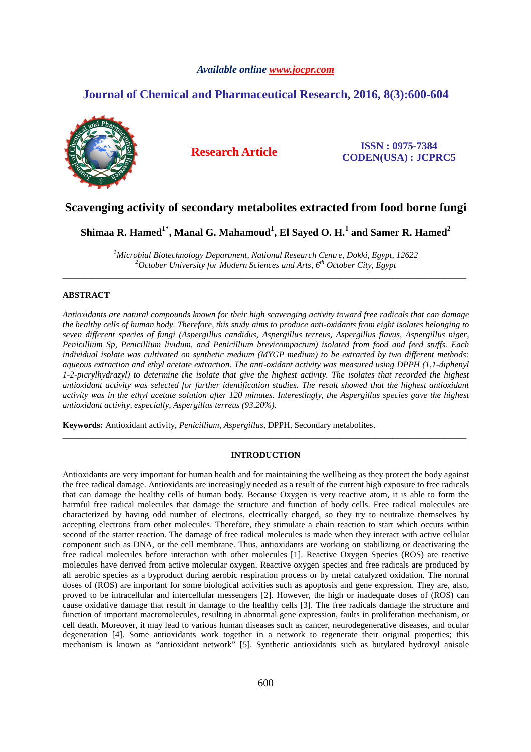Available online www.jocpr.com

# Journal of Chemical and Pharmaceutical Research, 2016, 8(3):600-604

**Research Article**

**ISSN : 0975-7384**
**CODEN(USA) : JCPRC5**

# Scavenging activity of secondary metabolites extracted from food borne fungi

**Shimaa R. Hamed[1*], Manal G. Mahamoud[1], El Sayed O. H.[1] and Samer R. Hamed[2]**

*[1]Microbial Biotechnology Department, National Research Centre, Dokki, Egypt, 12622*
*[2]October University for Modern Sciences and Arts, 6th October City, Egypt*

---

## ABSTRACT

*Antioxidants are natural compounds known for their high scavenging activity toward free radicals that can damage the healthy cells of human body. Therefore, this study aims to produce anti-oxidants from eight isolates belonging to seven different species of fungi (Aspergillus candidus, Aspergillus terreus, Aspergillus flavus, Aspergillus niger, Penicillium Sp, Penicillium lividum, and Penicillium brevicompactum) isolated from food and feed stuffs. Each individual isolate was cultivated on synthetic medium (MYGP medium) to be extracted by two different methods: aqueous extraction and ethyl acetate extraction. The anti-oxidant activity was measured using DPPH (1,1-diphenyl 1-2-picrylhydrazyl) to determine the isolate that give the highest activity. The isolates that recorded the highest antioxidant activity was selected for further identification studies. The result showed that the highest antioxidant activity was in the ethyl acetate solution after 120 minutes. Interestingly, the Aspergillus species gave the highest antioxidant activity, especially, Aspergillus terreus (93.20%).*

**Keywords:** Antioxidant activity, *Penicillium*, *Aspergillus*, DPPH, Secondary metabolites.

---

## INTRODUCTION

Antioxidants are very important for human health and for maintaining the wellbeing as they protect the body against the free radical damage. Antioxidants are increasingly needed as a result of the current high exposure to free radicals that can damage the healthy cells of human body. Because Oxygen is very reactive atom, it is able to form the harmful free radical molecules that damage the structure and function of body cells. Free radical molecules are characterized by having odd number of electrons, electrically charged, so they try to neutralize themselves by accepting electrons from other molecules. Therefore, they stimulate a chain reaction to start which occurs within second of the starter reaction. The damage of free radical molecules is made when they interact with active cellular component such as DNA, or the cell membrane. Thus, antioxidants are working on stabilizing or deactivating the free radical molecules before interaction with other molecules [1]. Reactive Oxygen Species (ROS) are reactive molecules have derived from active molecular oxygen. Reactive oxygen species and free radicals are produced by all aerobic species as a byproduct during aerobic respiration process or by metal catalyzed oxidation. The normal doses of (ROS) are important for some biological activities such as apoptosis and gene expression. They are, also, proved to be intracellular and intercellular messengers [2]. However, the high or inadequate doses of (ROS) can cause oxidative damage that result in damage to the healthy cells [3]. The free radicals damage the structure and function of important macromolecules, resulting in abnormal gene expression, faults in proliferation mechanism, or cell death. Moreover, it may lead to various human diseases such as cancer, neurodegenerative diseases, and ocular degeneration [4]. Some antioxidants work together in a network to regenerate their original properties; this mechanism is known as "antioxidant network" [5]. Synthetic antioxidants such as butylated hydroxyl anisole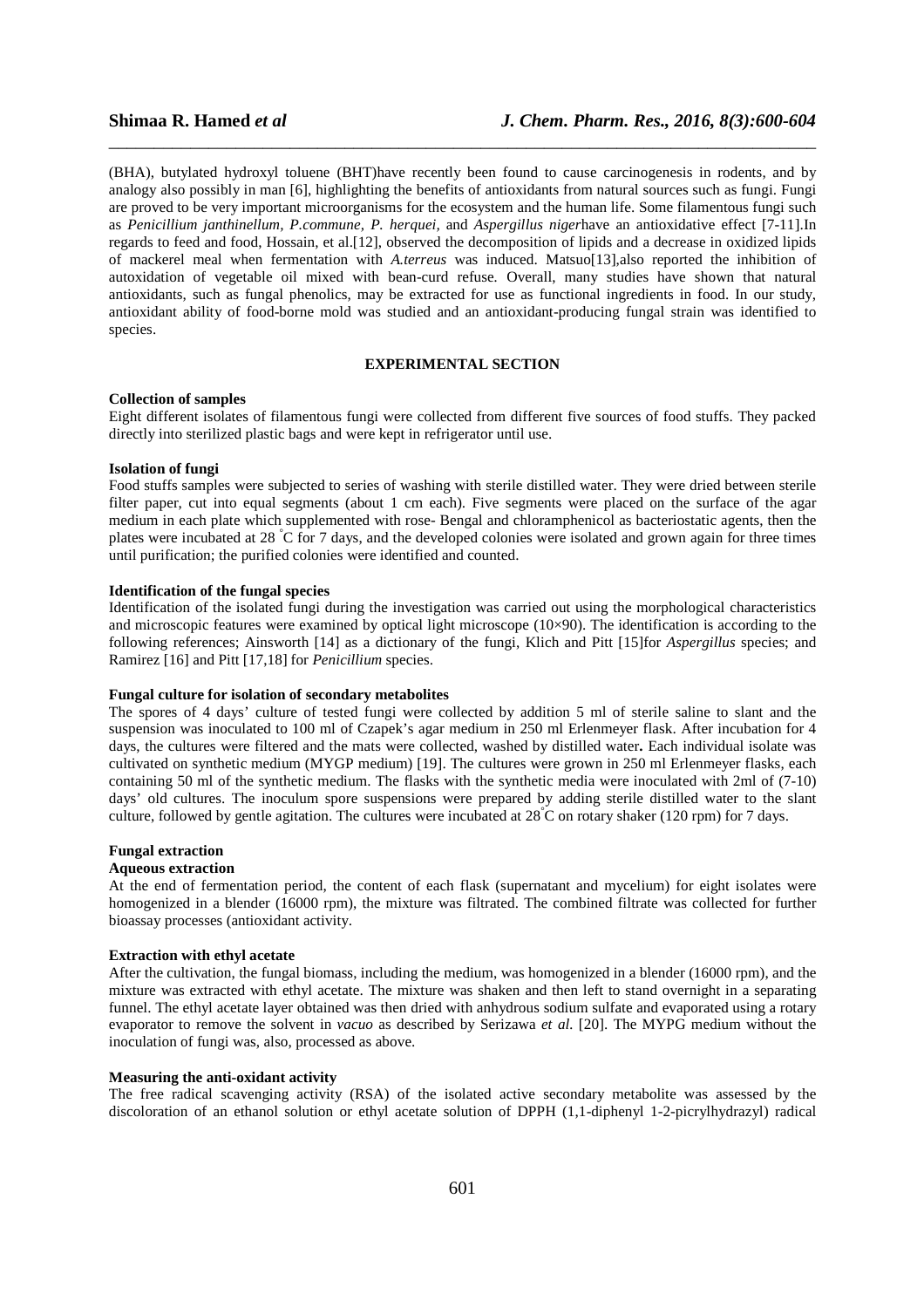(BHA), butylated hydroxyl toluene (BHT)have recently been found to cause carcinogenesis in rodents, and by analogy also possibly in man [6], highlighting the benefits of antioxidants from natural sources such as fungi. Fungi are proved to be very important microorganisms for the ecosystem and the human life. Some filamentous fungi such as *Penicillium janthinellum, P.commune, P. herquei,* and *Aspergillus niger*have an antioxidative effect [7-11].In regards to feed and food, Hossain, et al.[12], observed the decomposition of lipids and a decrease in oxidized lipids of mackerel meal when fermentation with *A.terreus* was induced. Matsuo[13],also reported the inhibition of autoxidation of vegetable oil mixed with bean-curd refuse. Overall, many studies have shown that natural antioxidants, such as fungal phenolics, may be extracted for use as functional ingredients in food. In our study, antioxidant ability of food-borne mold was studied and an antioxidant-producing fungal strain was identified to species.

## EXPERIMENTAL SECTION

**Collection of samples**

Eight different isolates of filamentous fungi were collected from different five sources of food stuffs. They packed directly into sterilized plastic bags and were kept in refrigerator until use.

**Isolation of fungi**

Food stuffs samples were subjected to series of washing with sterile distilled water. They were dried between sterile filter paper, cut into equal segments (about 1 cm each). Five segments were placed on the surface of the agar medium in each plate which supplemented with rose- Bengal and chloramphenicol as bacteriostatic agents, then the plates were incubated at 28 °C for 7 days, and the developed colonies were isolated and grown again for three times until purification; the purified colonies were identified and counted.

**Identification of the fungal species**

Identification of the isolated fungi during the investigation was carried out using the morphological characteristics and microscopic features were examined by optical light microscope (10×90). The identification is according to the following references; Ainsworth [14] as a dictionary of the fungi, Klich and Pitt [15]for *Aspergillus* species; and Ramirez [16] and Pitt [17,18] for *Penicillium* species.

**Fungal culture for isolation of secondary metabolites**

The spores of 4 days' culture of tested fungi were collected by addition 5 ml of sterile saline to slant and the suspension was inoculated to 100 ml of Czapek's agar medium in 250 ml Erlenmeyer flask. After incubation for 4 days, the cultures were filtered and the mats were collected, washed by distilled water**.** Each individual isolate was cultivated on synthetic medium (MYGP medium) [19]. The cultures were grown in 250 ml Erlenmeyer flasks, each containing 50 ml of the synthetic medium. The flasks with the synthetic media were inoculated with 2ml of (7-10) days' old cultures. The inoculum spore suspensions were prepared by adding sterile distilled water to the slant culture, followed by gentle agitation. The cultures were incubated at 28°C on rotary shaker (120 rpm) for 7 days.

**Fungal extraction**

**Aqueous extraction**

At the end of fermentation period, the content of each flask (supernatant and mycelium) for eight isolates were homogenized in a blender (16000 rpm), the mixture was filtrated. The combined filtrate was collected for further bioassay processes (antioxidant activity.

**Extraction with ethyl acetate**

After the cultivation, the fungal biomass, including the medium, was homogenized in a blender (16000 rpm), and the mixture was extracted with ethyl acetate. The mixture was shaken and then left to stand overnight in a separating funnel. The ethyl acetate layer obtained was then dried with anhydrous sodium sulfate and evaporated using a rotary evaporator to remove the solvent in *vacuo* as described by Serizawa *et al.* [20]. The MYPG medium without the inoculation of fungi was, also, processed as above.

**Measuring the anti-oxidant activity**

The free radical scavenging activity (RSA) of the isolated active secondary metabolite was assessed by the discoloration of an ethanol solution or ethyl acetate solution of DPPH (1,1-diphenyl 1-2-picrylhydrazyl) radical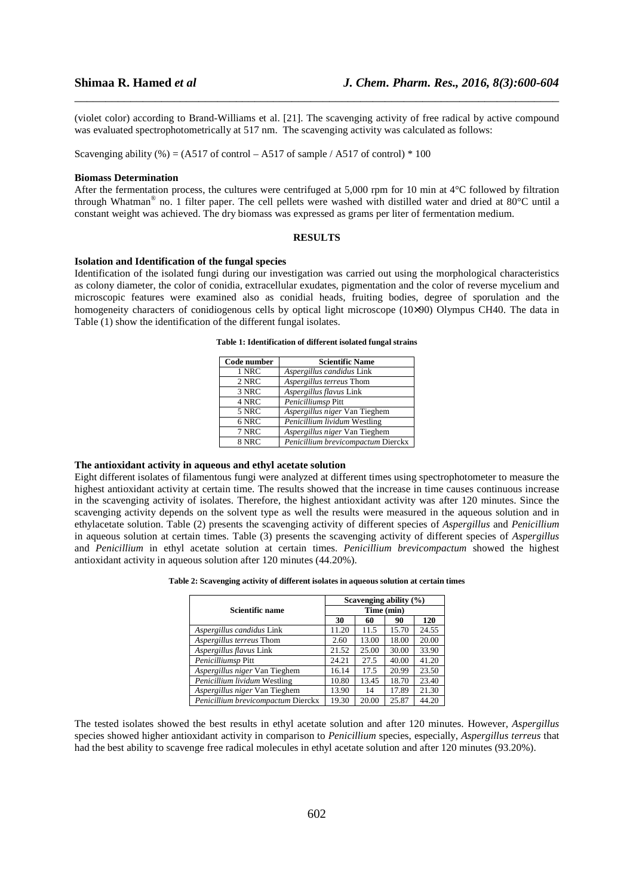(violet color) according to Brand-Williams et al. [21]. The scavenging activity of free radical by active compound was evaluated spectrophotometrically at 517 nm. The scavenging activity was calculated as follows:

Scavenging ability (%) = (A517 of control – A517 of sample / A517 of control) * 100

**Biomass Determination**

After the fermentation process, the cultures were centrifuged at 5,000 rpm for 10 min at 4°C followed by filtration through Whatman® no. 1 filter paper. The cell pellets were washed with distilled water and dried at 80°C until a constant weight was achieved. The dry biomass was expressed as grams per liter of fermentation medium.

## RESULTS

**Isolation and Identification of the fungal species**

Identification of the isolated fungi during our investigation was carried out using the morphological characteristics as colony diameter, the color of conidia, extracellular exudates, pigmentation and the color of reverse mycelium and microscopic features were examined also as conidial heads, fruiting bodies, degree of sporulation and the homogeneity characters of conidiogenous cells by optical light microscope (10×90) Olympus CH40. The data in Table (1) show the identification of the different fungal isolates.

**Table 1: Identification of different isolated fungal strains**

| Code number | Scientific Name |
|---|---|
| 1 NRC | *Aspergillus candidus* Link |
| 2 NRC | *Aspergillus terreus* Thom |
| 3 NRC | *Aspergillus flavus* Link |
| 4 NRC | *Penicilliumsp* Pitt |
| 5 NRC | *Aspergillus niger* Van Tieghem |
| 6 NRC | *Penicillium lividum* Westling |
| 7 NRC | *Aspergillus niger* Van Tieghem |
| 8 NRC | *Penicillium brevicompactum* Dierckx |

**The antioxidant activity in aqueous and ethyl acetate solution**

Eight different isolates of filamentous fungi were analyzed at different times using spectrophotometer to measure the highest antioxidant activity at certain time. The results showed that the increase in time causes continuous increase in the scavenging activity of isolates. Therefore, the highest antioxidant activity was after 120 minutes. Since the scavenging activity depends on the solvent type as well the results were measured in the aqueous solution and in ethylacetate solution. Table (2) presents the scavenging activity of different species of *Aspergillus* and *Penicillium* in aqueous solution at certain times. Table (3) presents the scavenging activity of different species of *Aspergillus* and *Penicillium* in ethyl acetate solution at certain times. *Penicillium brevicompactum* showed the highest antioxidant activity in aqueous solution after 120 minutes (44.20%).

**Table 2: Scavenging activity of different isolates in aqueous solution at certain times**

| Scientific name | Scavenging ability (%) | | | |
|---|---|---|---|---|
| | Time (min) | | | |
| | **30** | **60** | **90** | **120** |
| *Aspergillus candidus* Link | 11.20 | 11.5 | 15.70 | 24.55 |
| *Aspergillus terreus* Thom | 2.60 | 13.00 | 18.00 | 20.00 |
| *Aspergillus flavus* Link | 21.52 | 25.00 | 30.00 | 33.90 |
| *Penicilliumsp* Pitt | 24.21 | 27.5 | 40.00 | 41.20 |
| *Aspergillus niger* Van Tieghem | 16.14 | 17.5 | 20.99 | 23.50 |
| *Penicillium lividum* Westling | 10.80 | 13.45 | 18.70 | 23.40 |
| *Aspergillus niger* Van Tieghem | 13.90 | 14 | 17.89 | 21.30 |
| *Penicillium brevicompactum* Dierckx | 19.30 | 20.00 | 25.87 | 44.20 |

The tested isolates showed the best results in ethyl acetate solution and after 120 minutes. However, *Aspergillus* species showed higher antioxidant activity in comparison to *Penicillium* species, especially, *Aspergillus terreus* that had the best ability to scavenge free radical molecules in ethyl acetate solution and after 120 minutes (93.20%).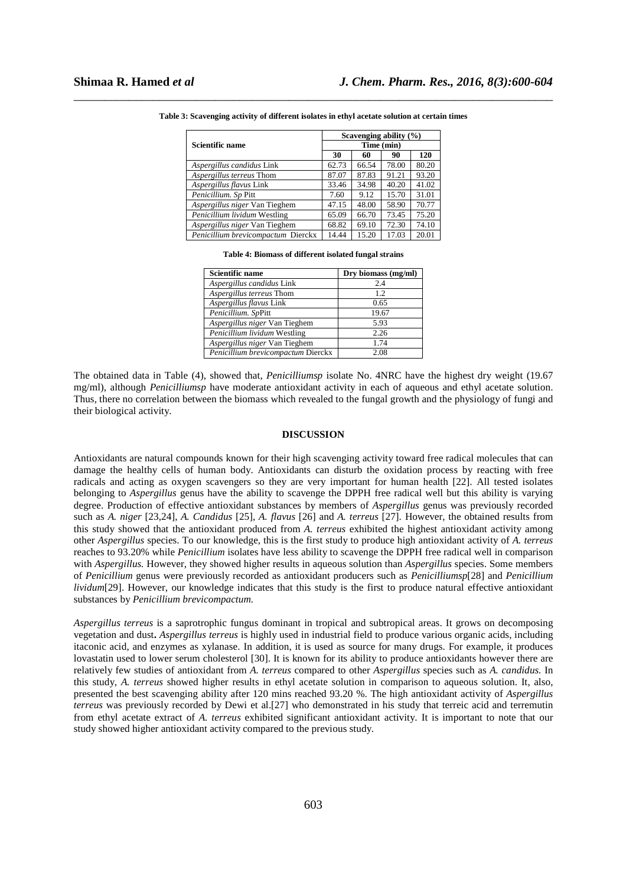**Table 3: Scavenging activity of different isolates in ethyl acetate solution at certain times**

| Scientific name | Scavenging ability (%) | | | |
|---|---|---|---|---|
| | Time (min) | | | |
| | 30 | 60 | 90 | 120 |
| *Aspergillus candidus* Link | 62.73 | 66.54 | 78.00 | 80.20 |
| *Aspergillus terreus* Thom | 87.07 | 87.83 | 91.21 | 93.20 |
| *Aspergillus flavus* Link | 33.46 | 34.98 | 40.20 | 41.02 |
| *Penicillium. Sp* Pitt | 7.60 | 9.12 | 15.70 | 31.01 |
| *Aspergillus niger* Van Tieghem | 47.15 | 48.00 | 58.90 | 70.77 |
| *Penicillium lividum* Westling | 65.09 | 66.70 | 73.45 | 75.20 |
| *Aspergillus niger* Van Tieghem | 68.82 | 69.10 | 72.30 | 74.10 |
| *Penicillium brevicompactum* Dierckx | 14.44 | 15.20 | 17.03 | 20.01 |

**Table 4: Biomass of different isolated fungal strains**

| Scientific name | Dry biomass (mg/ml) |
|---|---|
| *Aspergillus candidus* Link | 2.4 |
| *Aspergillus terreus* Thom | 1.2 |
| *Aspergillus flavus* Link | 0.65 |
| *Penicillium. Sp*Pitt | 19.67 |
| *Aspergillus niger* Van Tieghem | 5.93 |
| *Penicillium lividum* Westling | 2.26 |
| *Aspergillus niger* Van Tieghem | 1.74 |
| *Penicillium brevicompactum* Dierckx | 2.08 |

The obtained data in Table (4), showed that, *Penicilliumsp* isolate No. 4NRC have the highest dry weight (19.67 mg/ml), although *Penicilliumsp* have moderate antioxidant activity in each of aqueous and ethyl acetate solution. Thus, there no correlation between the biomass which revealed to the fungal growth and the physiology of fungi and their biological activity.

## DISCUSSION

Antioxidants are natural compounds known for their high scavenging activity toward free radical molecules that can damage the healthy cells of human body. Antioxidants can disturb the oxidation process by reacting with free radicals and acting as oxygen scavengers so they are very important for human health [22]. All tested isolates belonging to *Aspergillus* genus have the ability to scavenge the DPPH free radical well but this ability is varying degree. Production of effective antioxidant substances by members of *Aspergillus* genus was previously recorded such as *A. niger* [23,24], *A. Candidus* [25], *A. flavus* [26] and *A. terreus* [27]. However, the obtained results from this study showed that the antioxidant produced from *A. terreus* exhibited the highest antioxidant activity among other *Aspergillus* species. To our knowledge, this is the first study to produce high antioxidant activity of *A. terreus* reaches to 93.20% while *Penicillium* isolates have less ability to scavenge the DPPH free radical well in comparison with *Aspergillus.* However, they showed higher results in aqueous solution than *Aspergillus* species. Some members of *Penicillium* genus were previously recorded as antioxidant producers such as *Penicilliumsp*[28] and *Penicillium lividum*[29]. However, our knowledge indicates that this study is the first to produce natural effective antioxidant substances by *Penicillium brevicompactum.*

*Aspergillus terreus* is a saprotrophic fungus dominant in tropical and subtropical areas. It grows on decomposing vegetation and dust**.** *Aspergillus terreus* is highly used in industrial field to produce various organic acids, including itaconic acid, and enzymes as xylanase. In addition, it is used as source for many drugs. For example, it produces lovastatin used to lower serum cholesterol [30]. It is known for its ability to produce antioxidants however there are relatively few studies of antioxidant from *A. terreus* compared to other *Aspergillus* species such as *A. candidus.* In this study, *A. terreus* showed higher results in ethyl acetate solution in comparison to aqueous solution. It, also, presented the best scavenging ability after 120 mins reached 93.20 %. The high antioxidant activity of *Aspergillus terreus* was previously recorded by Dewi et al.[27] who demonstrated in his study that terreic acid and terremutin from ethyl acetate extract of *A. terreus* exhibited significant antioxidant activity. It is important to note that our study showed higher antioxidant activity compared to the previous study.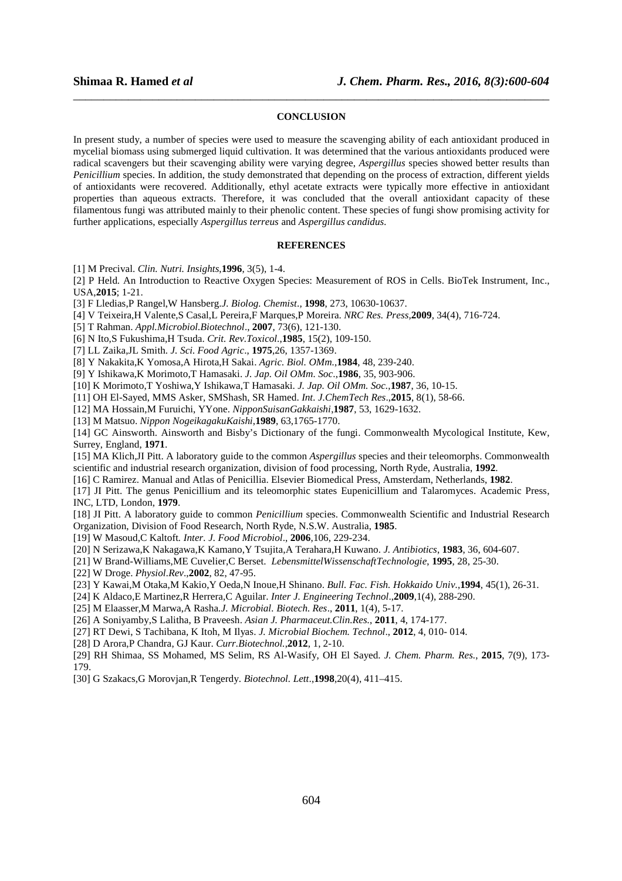## CONCLUSION

In present study, a number of species were used to measure the scavenging ability of each antioxidant produced in mycelial biomass using submerged liquid cultivation. It was determined that the various antioxidants produced were radical scavengers but their scavenging ability were varying degree, *Aspergillus* species showed better results than *Penicillium* species. In addition, the study demonstrated that depending on the process of extraction, different yields of antioxidants were recovered. Additionally, ethyl acetate extracts were typically more effective in antioxidant properties than aqueous extracts. Therefore, it was concluded that the overall antioxidant capacity of these filamentous fungi was attributed mainly to their phenolic content. These species of fungi show promising activity for further applications, especially *Aspergillus terreus* and *Aspergillus candidus*.

## REFERENCES

[1] M Precival. *Clin. Nutri. Insights*,**1996**, 3(5), 1-4.

[2] P Held. An Introduction to Reactive Oxygen Species: Measurement of ROS in Cells. BioTek Instrument, Inc., USA,**2015**; 1-21.

[3] F Lledias,P Rangel,W Hansberg.*J. Biolog. Chemist*., **1998**, 273, 10630-10637.

[4] V Teixeira,H Valente,S Casal,L Pereira,F Marques,P Moreira. *NRC Res. Press*,**2009**, 34(4), 716-724.

[5] T Rahman. *Appl.Microbiol.Biotechnol*., **2007**, 73(6), 121-130.

[6] N Ito,S Fukushima,H Tsuda. *Crit. Rev.Toxicol*.,**1985**, 15(2), 109-150.

[7] LL Zaika,JL Smith. *J. Sci. Food Agric*., **1975**,26, 1357-1369.

[8] Y Nakakita,K Yomosa,A Hirota,H Sakai. *Agric. Biol. OMm.*,**1984**, 48, 239-240.

[9] Y Ishikawa,K Morimoto,T Hamasaki. *J. Jap. Oil OMm. Soc*.,**1986**, 35, 903-906.

[10] K Morimoto,T Yoshiwa,Y Ishikawa,T Hamasaki. *J. Jap. Oil OMm. Soc*.,**1987**, 36, 10-15.

[11] OH El-Sayed, MMS Asker, SMShash, SR Hamed. *Int. J.ChemTech Res*.,**2015**, 8(1), 58-66.

[12] MA Hossain,M Furuichi, YYone. *NipponSuisanGakkaishi*,**1987**, 53, 1629-1632.

[13] M Matsuo. *Nippon NogeikagakuKaishi*,**1989**, 63,1765-1770.

[14] GC Ainsworth. Ainsworth and Bisby's Dictionary of the fungi. Commonwealth Mycological Institute, Kew, Surrey, England, **1971**.

[15] MA Klich,JI Pitt. A laboratory guide to the common *Aspergillus* species and their teleomorphs. Commonwealth scientific and industrial research organization, division of food processing, North Ryde, Australia, **1992**.

[16] C Ramirez. Manual and Atlas of Penicillia. Elsevier Biomedical Press, Amsterdam, Netherlands, **1982**.

[17] JI Pitt. The genus Penicillium and its teleomorphic states Eupenicillium and Talaromyces. Academic Press, INC, LTD, London, **1979**.

[18] JI Pitt. A laboratory guide to common *Penicillium* species. Commonwealth Scientific and Industrial Research Organization, Division of Food Research, North Ryde, N.S.W. Australia, **1985**.

[19] W Masoud,C Kaltoft. *Inter. J. Food Microbiol*., **2006**,106, 229-234.

[20] N Serizawa,K Nakagawa,K Kamano,Y Tsujita,A Terahara,H Kuwano. *J. Antibiotics*, **1983**, 36, 604-607.

[21] W Brand-Williams,ME Cuvelier,C Berset. *LebensmittelWissenschaftTechnologie*, **1995**, 28, 25-30.

[22] W Droge. *Physiol.Rev*.,**2002**, 82, 47-95.

[23] Y Kawai,M Otaka,M Kakio,Y Oeda,N Inoue,H Shinano. *Bull. Fac. Fish. Hokkaido Univ*.,**1994**, 45(1), 26-31.

[24] K Aldaco,E Martinez,R Herrera,C Aguilar. *Inter J. Engineering Technol*.,**2009**,1(4), 288-290.

[25] M Elaasser,M Marwa,A Rasha.*J. Microbial. Biotech. Res*., **2011**, 1(4), 5-17.

[26] A Soniyamby,S Lalitha, B Praveesh. *Asian J. Pharmaceut.Clin.Res.*, **2011**, 4, 174-177.

[27] RT Dewi, S Tachibana, K Itoh, M Ilyas. *J. Microbial Biochem. Technol*., **2012**, 4, 010- 014.

[28] D Arora,P Chandra, GJ Kaur. *Curr.Biotechnol.*,**2012**, 1, 2-10.

[29] RH Shimaa, SS Mohamed, MS Selim, RS Al-Wasify, OH El Sayed. *J. Chem. Pharm. Res.*, **2015**, 7(9), 173-179.

[30] G Szakacs,G Morovjan,R Tengerdy. *Biotechnol. Lett*.,**1998**,20(4), 411–415.